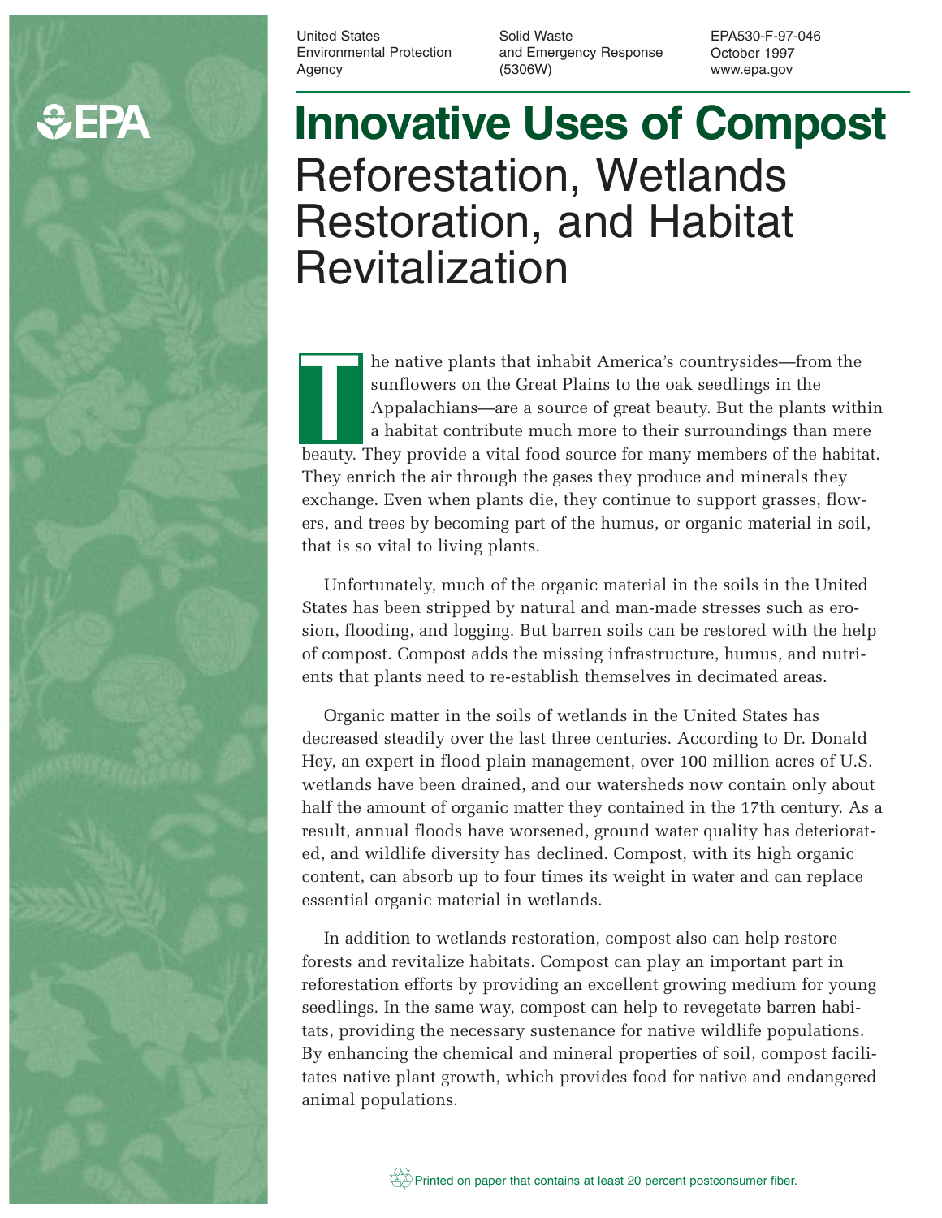United States Environmental Protection Agency

Solid Waste and Emergency Response (5306W)

EPA530-F-97-046
October 1997
www.epa.gov

# Innovative Uses of Compost

## Reforestation, Wetlands Restoration, and Habitat Revitalization

The native plants that inhabit America's countrysides—from the sunflowers on the Great Plains to the oak seedlings in the Appalachians—are a source of great beauty. But the plants within a habitat contribute much more to their surroundings than mere beauty. They provide a vital food source for many members of the habitat. They enrich the air through the gases they produce and minerals they exchange. Even when plants die, they continue to support grasses, flowers, and trees by becoming part of the humus, or organic material in soil, that is so vital to living plants.

Unfortunately, much of the organic material in the soils in the United States has been stripped by natural and man-made stresses such as erosion, flooding, and logging. But barren soils can be restored with the help of compost. Compost adds the missing infrastructure, humus, and nutrients that plants need to re-establish themselves in decimated areas.

Organic matter in the soils of wetlands in the United States has decreased steadily over the last three centuries. According to Dr. Donald Hey, an expert in flood plain management, over 100 million acres of U.S. wetlands have been drained, and our watersheds now contain only about half the amount of organic matter they contained in the 17th century. As a result, annual floods have worsened, ground water quality has deteriorated, and wildlife diversity has declined. Compost, with its high organic content, can absorb up to four times its weight in water and can replace essential organic material in wetlands.

In addition to wetlands restoration, compost also can help restore forests and revitalize habitats. Compost can play an important part in reforestation efforts by providing an excellent growing medium for young seedlings. In the same way, compost can help to revegetate barren habitats, providing the necessary sustenance for native wildlife populations. By enhancing the chemical and mineral properties of soil, compost facilitates native plant growth, which provides food for native and endangered animal populations.

Printed on paper that contains at least 20 percent postconsumer fiber.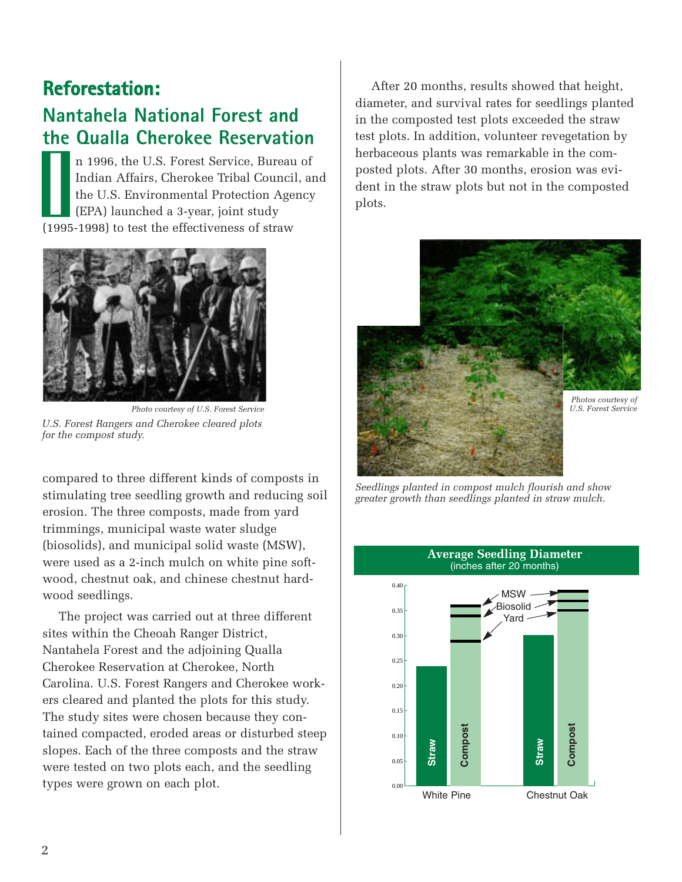# Reforestation:

## Nantahela National Forest and the Qualla Cherokee Reservation

In 1996, the U.S. Forest Service, Bureau of Indian Affairs, Cherokee Tribal Council, and the U.S. Environmental Protection Agency (EPA) launched a 3-year, joint study (1995-1998) to test the effectiveness of straw compared to three different kinds of composts in stimulating tree seedling growth and reducing soil erosion. The three composts, made from yard trimmings, municipal waste water sludge (biosolids), and municipal solid waste (MSW), were used as a 2-inch mulch on white pine softwood, chestnut oak, and chinese chestnut hardwood seedlings.

*Photo courtesy of U.S. Forest Service*

*U.S. Forest Rangers and Cherokee cleared plots for the compost study.*

The project was carried out at three different sites within the Cheoah Ranger District, Nantahela Forest and the adjoining Qualla Cherokee Reservation at Cherokee, North Carolina. U.S. Forest Rangers and Cherokee workers cleared and planted the plots for this study. The study sites were chosen because they contained compacted, eroded areas or disturbed steep slopes. Each of the three composts and the straw were tested on two plots each, and the seedling types were grown on each plot.

After 20 months, results showed that height, diameter, and survival rates for seedlings planted in the composted test plots exceeded the straw test plots. In addition, volunteer revegetation by herbaceous plants was remarkable in the composted plots. After 30 months, erosion was evident in the straw plots but not in the composted plots.

*Photos courtesy of U.S. Forest Service*

*Seedlings planted in compost mulch flourish and show greater growth than seedlings planted in straw mulch.*

**Average Seedling Diameter**
(inches after 20 months)

| | Straw | Compost – Yard | Compost – Biosolid | Compost – MSW |
|---|---|---|---|---|
| White Pine | ~0.24 | ~0.29 | ~0.34 | ~0.36 |
| Chestnut Oak | ~0.30 | ~0.35 | ~0.37 | ~0.39 |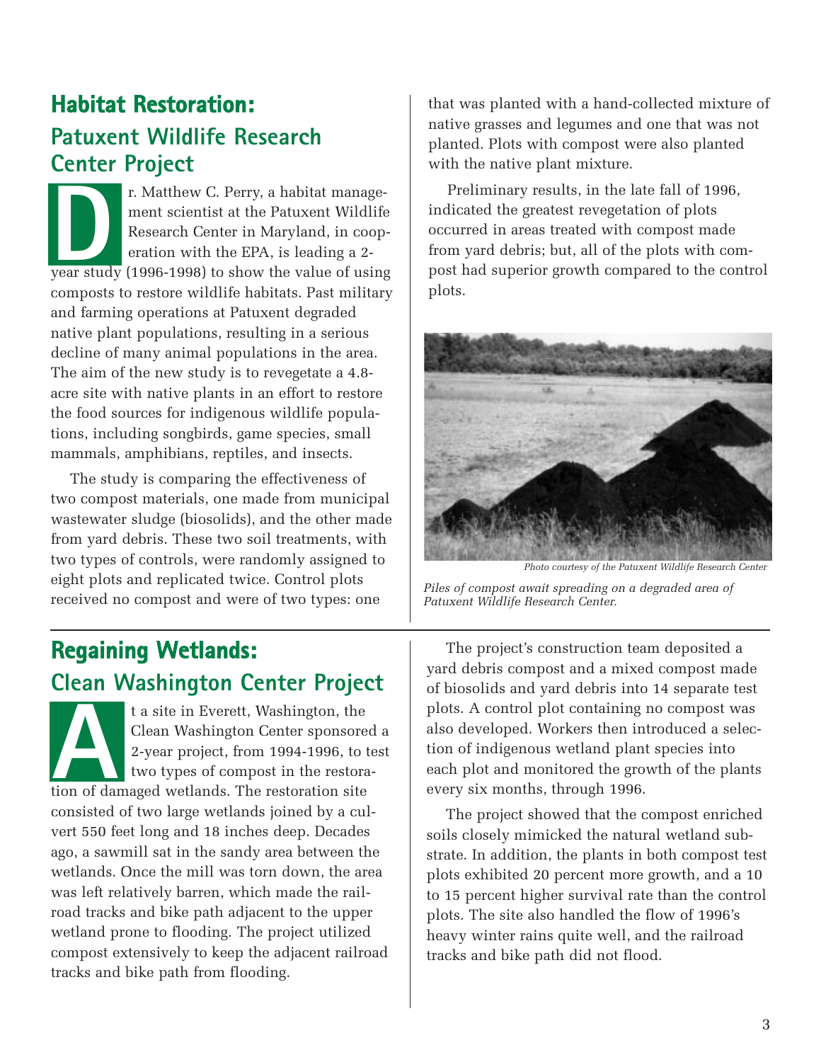## Habitat Restoration:

### Patuxent Wildlife Research Center Project

Dr. Matthew C. Perry, a habitat management scientist at the Patuxent Wildlife Research Center in Maryland, in cooperation with the EPA, is leading a 2-year study (1996-1998) to show the value of using composts to restore wildlife habitats. Past military and farming operations at Patuxent degraded native plant populations, resulting in a serious decline of many animal populations in the area. The aim of the new study is to revegetate a 4.8-acre site with native plants in an effort to restore the food sources for indigenous wildlife populations, including songbirds, game species, small mammals, amphibians, reptiles, and insects.

The study is comparing the effectiveness of two compost materials, one made from municipal wastewater sludge (biosolids), and the other made from yard debris. These two soil treatments, with two types of controls, were randomly assigned to eight plots and replicated twice. Control plots received no compost and were of two types: one that was planted with a hand-collected mixture of native grasses and legumes and one that was not planted. Plots with compost were also planted with the native plant mixture.

Preliminary results, in the late fall of 1996, indicated the greatest revegetation of plots occurred in areas treated with compost made from yard debris; but, all of the plots with compost had superior growth compared to the control plots.

*Photo courtesy of the Patuxent Wildlife Research Center*

*Piles of compost await spreading on a degraded area of Patuxent Wildlife Research Center.*

## Regaining Wetlands:

### Clean Washington Center Project

At a site in Everett, Washington, the Clean Washington Center sponsored a 2-year project, from 1994-1996, to test two types of compost in the restoration of damaged wetlands. The restoration site consisted of two large wetlands joined by a culvert 550 feet long and 18 inches deep. Decades ago, a sawmill sat in the sandy area between the wetlands. Once the mill was torn down, the area was left relatively barren, which made the railroad tracks and bike path adjacent to the upper wetland prone to flooding. The project utilized compost extensively to keep the adjacent railroad tracks and bike path from flooding.

The project's construction team deposited a yard debris compost and a mixed compost made of biosolids and yard debris into 14 separate test plots. A control plot containing no compost was also developed. Workers then introduced a selection of indigenous wetland plant species into each plot and monitored the growth of the plants every six months, through 1996.

The project showed that the compost enriched soils closely mimicked the natural wetland substrate. In addition, the plants in both compost test plots exhibited 20 percent more growth, and a 10 to 15 percent higher survival rate than the control plots. The site also handled the flow of 1996's heavy winter rains quite well, and the railroad tracks and bike path did not flood.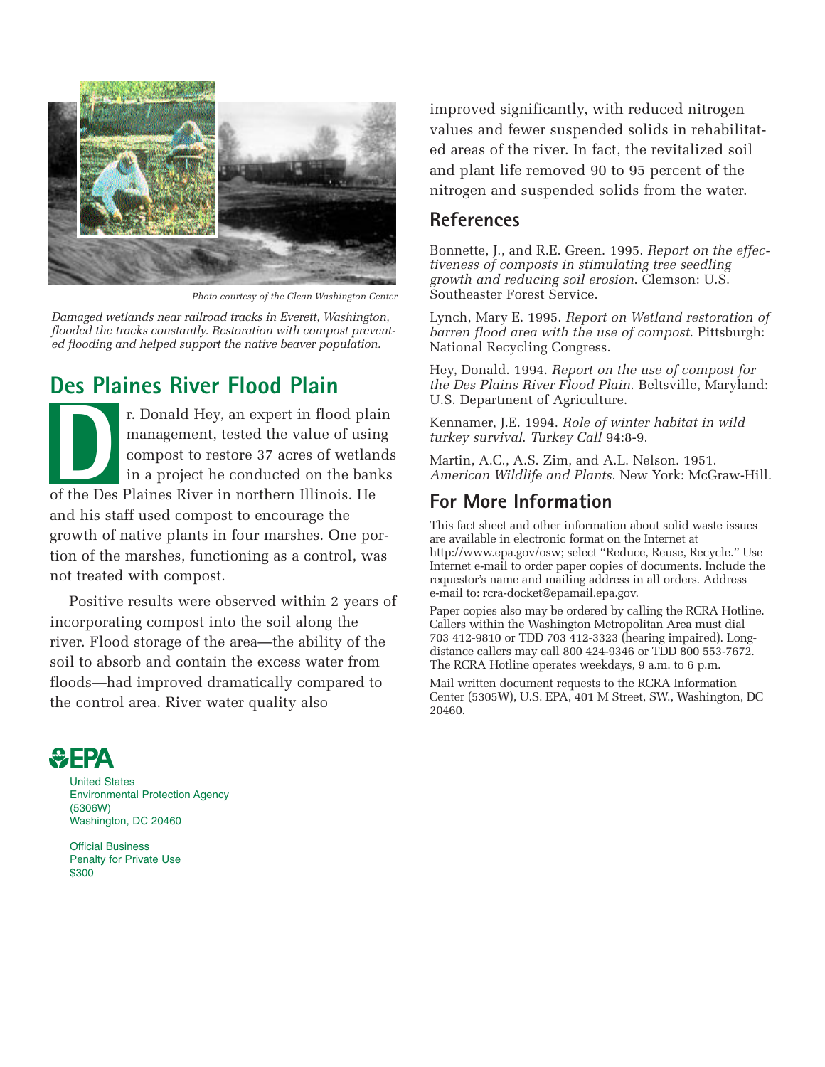Photo courtesy of the Clean Washington Center

*Damaged wetlands near railroad tracks in Everett, Washington, flooded the tracks constantly. Restoration with compost prevented flooding and helped support the native beaver population.*

## Des Plaines River Flood Plain

Dr. Donald Hey, an expert in flood plain management, tested the value of using compost to restore 37 acres of wetlands in a project he conducted on the banks of the Des Plaines River in northern Illinois. He and his staff used compost to encourage the growth of native plants in four marshes. One portion of the marshes, functioning as a control, was not treated with compost.

Positive results were observed within 2 years of incorporating compost into the soil along the river. Flood storage of the area—the ability of the soil to absorb and contain the excess water from floods—had improved dramatically compared to the control area. River water quality also improved significantly, with reduced nitrogen values and fewer suspended solids in rehabilitated areas of the river. In fact, the revitalized soil and plant life removed 90 to 95 percent of the nitrogen and suspended solids from the water.

## References

Bonnette, J., and R.E. Green. 1995. *Report on the effectiveness of composts in stimulating tree seedling growth and reducing soil erosion*. Clemson: U.S. Southeaster Forest Service.

Lynch, Mary E. 1995. *Report on Wetland restoration of barren flood area with the use of compost*. Pittsburgh: National Recycling Congress.

Hey, Donald. 1994. *Report on the use of compost for the Des Plains River Flood Plain*. Beltsville, Maryland: U.S. Department of Agriculture.

Kennamer, J.E. 1994. *Role of winter habitat in wild turkey survival*. *Turkey Call* 94:8-9.

Martin, A.C., A.S. Zim, and A.L. Nelson. 1951. *American Wildlife and Plants*. New York: McGraw-Hill.

## For More Information

This fact sheet and other information about solid waste issues are available in electronic format on the Internet at http://www.epa.gov/osw; select "Reduce, Reuse, Recycle." Use Internet e-mail to order paper copies of documents. Include the requestor's name and mailing address in all orders. Address e-mail to: rcra-docket@epamail.epa.gov.

Paper copies also may be ordered by calling the RCRA Hotline. Callers within the Washington Metropolitan Area must dial 703 412-9810 or TDD 703 412-3323 (hearing impaired). Long-distance callers may call 800 424-9346 or TDD 800 553-7672. The RCRA Hotline operates weekdays, 9 a.m. to 6 p.m.

Mail written document requests to the RCRA Information Center (5305W), U.S. EPA, 401 M Street, SW., Washington, DC 20460.

EPA

United States
Environmental Protection Agency
(5306W)
Washington, DC 20460

Official Business
Penalty for Private Use
$300